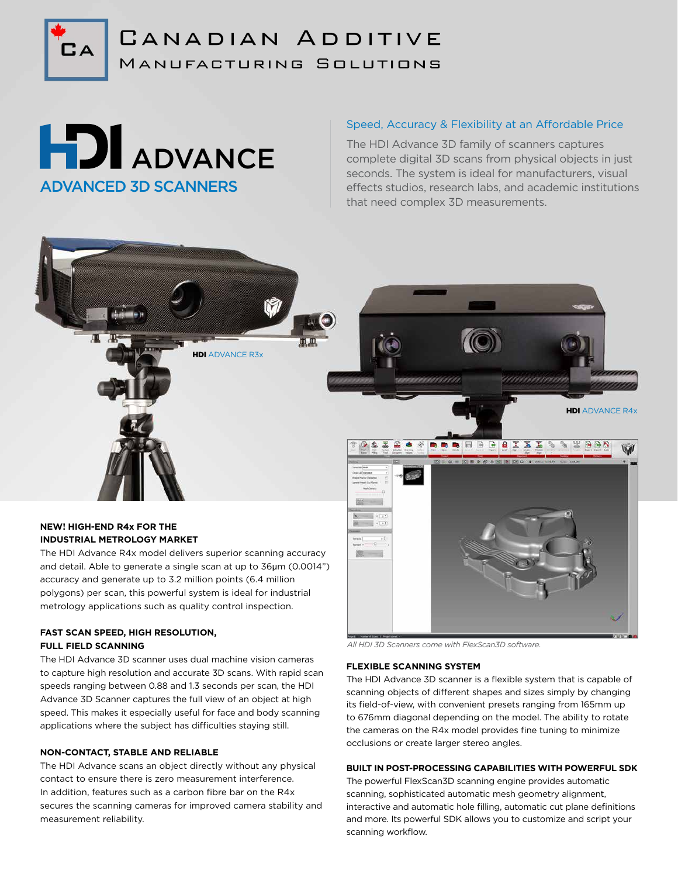# Canadian Additive Manufacturing Solutions

# HDI ADVANCE

## ADVANCED 3D SCANNERS

### Speed, Accuracy & Flexibility at an Affordable Price

The HDI Advance 3D family of scanners captures complete digital 3D scans from physical objects in just seconds. The system is ideal for manufacturers, visual effects studios, research labs, and academic institutions that need complex 3D measurements.

**HDI** ADVANCE R3x

**HDI** ADVANCE R4x

*All HDI 3D Scanners come with FlexScan3D software.*

### NEW! HIGH-END R4x FOR THE INDUSTRIAL METROLOGY MARKET

The HDI Advance R4x model delivers superior scanning accuracy and detail. Able to generate a single scan at up to 36µm (0.0014") accuracy and generate up to 3.2 million points (6.4 million polygons) per scan, this powerful system is ideal for industrial metrology applications such as quality control inspection.

### FAST SCAN SPEED, HIGH RESOLUTION, FULL FIELD SCANNING

The HDI Advance 3D scanner uses dual machine vision cameras to capture high resolution and accurate 3D scans. With rapid scan speeds ranging between 0.88 and 1.3 seconds per scan, the HDI Advance 3D Scanner captures the full view of an object at high speed. This makes it especially useful for face and body scanning applications where the subject has difficulties staying still.

### NON-CONTACT, STABLE AND RELIABLE

The HDI Advance scans an object directly without any physical contact to ensure there is zero measurement interference. In addition, features such as a carbon fibre bar on the R4x secures the scanning cameras for improved camera stability and measurement reliability.

### FLEXIBLE SCANNING SYSTEM

The HDI Advance 3D scanner is a flexible system that is capable of scanning objects of different shapes and sizes simply by changing its field-of-view, with convenient presets ranging from 165mm up to 676mm diagonal depending on the model. The ability to rotate the cameras on the R4x model provides fine tuning to minimize occlusions or create larger stereo angles.

### BUILT IN POST-PROCESSING CAPABILITIES WITH POWERFUL SDK

The powerful FlexScan3D scanning engine provides automatic scanning, sophisticated automatic mesh geometry alignment, interactive and automatic hole filling, automatic cut plane definitions and more. Its powerful SDK allows you to customize and script your scanning workflow.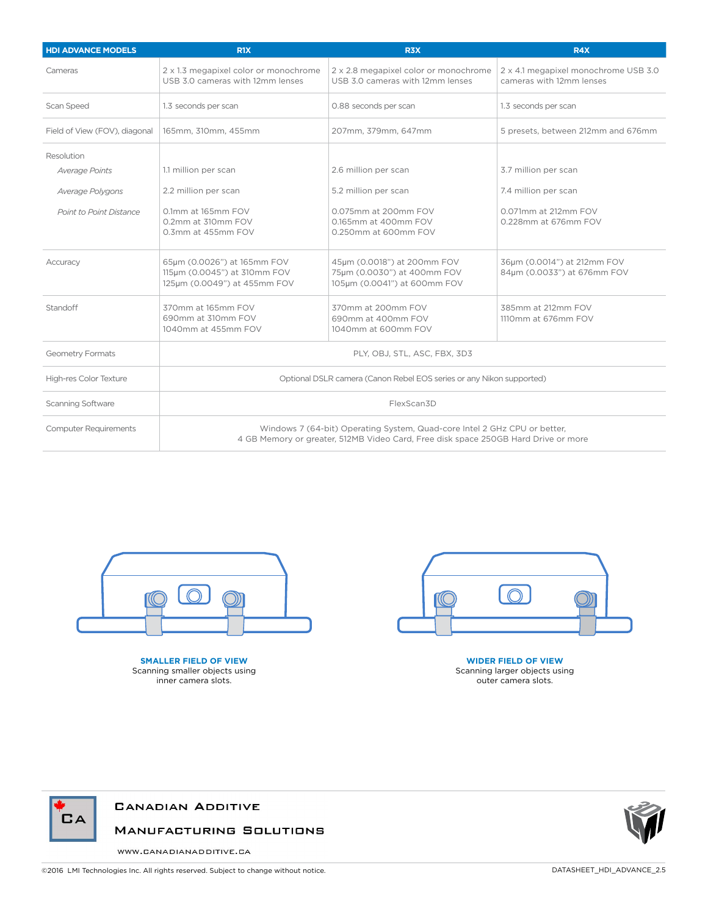| HDI ADVANCE MODELS | R1X | R3X | R4X |
|---|---|---|---|
| Cameras | 2 x 1.3 megapixel color or monochrome USB 3.0 cameras with 12mm lenses | 2 x 2.8 megapixel color or monochrome USB 3.0 cameras with 12mm lenses | 2 x 4.1 megapixel monochrome USB 3.0 cameras with 12mm lenses |
| Scan Speed | 1.3 seconds per scan | 0.88 seconds per scan | 1.3 seconds per scan |
| Field of View (FOV), diagonal | 165mm, 310mm, 455mm | 207mm, 379mm, 647mm | 5 presets, between 212mm and 676mm |
| Resolution | | | |
| *Average Points* | 1.1 million per scan | 2.6 million per scan | 3.7 million per scan |
| *Average Polygons* | 2.2 million per scan | 5.2 million per scan | 7.4 million per scan |
| *Point to Point Distance* | 0.1mm at 165mm FOV<br>0.2mm at 310mm FOV<br>0.3mm at 455mm FOV | 0.075mm at 200mm FOV<br>0.165mm at 400mm FOV<br>0.250mm at 600mm FOV | 0.071mm at 212mm FOV<br>0.228mm at 676mm FOV |
| Accuracy | 65μm (0.0026") at 165mm FOV<br>115μm (0.0045") at 310mm FOV<br>125μm (0.0049") at 455mm FOV | 45μm (0.0018") at 200mm FOV<br>75μm (0.0030") at 400mm FOV<br>105μm (0.0041") at 600mm FOV | 36μm (0.0014") at 212mm FOV<br>84μm (0.0033") at 676mm FOV |
| Standoff | 370mm at 165mm FOV<br>690mm at 310mm FOV<br>1040mm at 455mm FOV | 370mm at 200mm FOV<br>690mm at 400mm FOV<br>1040mm at 600mm FOV | 385mm at 212mm FOV<br>1110mm at 676mm FOV |
| Geometry Formats | PLY, OBJ, STL, ASC, FBX, 3D3 | | |
| High-res Color Texture | Optional DSLR camera (Canon Rebel EOS series or any Nikon supported) | | |
| Scanning Software | FlexScan3D | | |
| Computer Requirements | Windows 7 (64-bit) Operating System, Quad-core Intel 2 GHz CPU or better, 4 GB Memory or greater, 512MB Video Card, Free disk space 250GB Hard Drive or more | | |

**SMALLER FIELD OF VIEW**
Scanning smaller objects using inner camera slots.

**WIDER FIELD OF VIEW**
Scanning larger objects using outer camera slots.

Canadian Additive Manufacturing Solutions

www.canadianadditive.ca

©2016 LMI Technologies Inc. All rights reserved. Subject to change without notice.

DATASHEET_HDI_ADVANCE_2.5